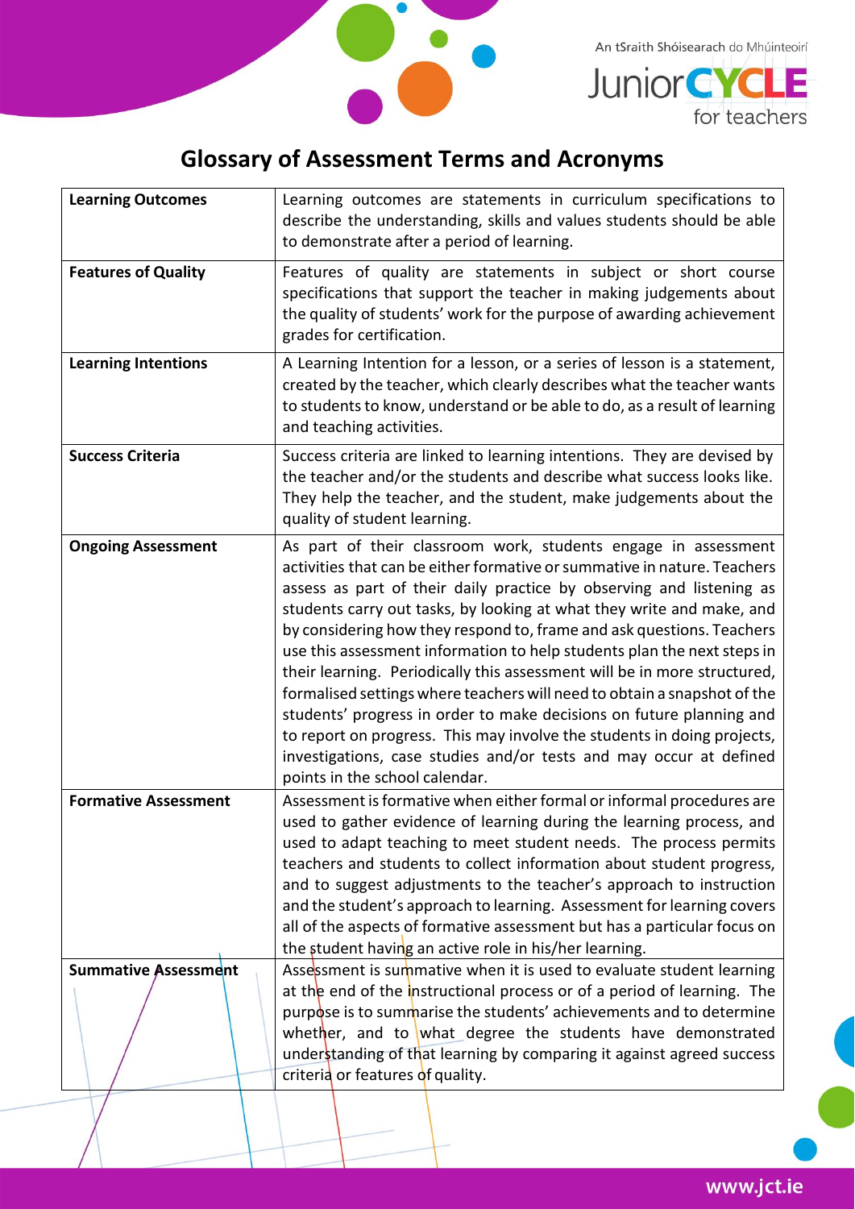# Glossary of Assessment Terms and Acronyms

| | |
|---|---|
| **Learning Outcomes** | Learning outcomes are statements in curriculum specifications to describe the understanding, skills and values students should be able to demonstrate after a period of learning. |
| **Features of Quality** | Features of quality are statements in subject or short course specifications that support the teacher in making judgements about the quality of students' work for the purpose of awarding achievement grades for certification. |
| **Learning Intentions** | A Learning Intention for a lesson, or a series of lesson is a statement, created by the teacher, which clearly describes what the teacher wants to students to know, understand or be able to do, as a result of learning and teaching activities. |
| **Success Criteria** | Success criteria are linked to learning intentions. They are devised by the teacher and/or the students and describe what success looks like. They help the teacher, and the student, make judgements about the quality of student learning. |
| **Ongoing Assessment** | As part of their classroom work, students engage in assessment activities that can be either formative or summative in nature. Teachers assess as part of their daily practice by observing and listening as students carry out tasks, by looking at what they write and make, and by considering how they respond to, frame and ask questions. Teachers use this assessment information to help students plan the next steps in their learning. Periodically this assessment will be in more structured, formalised settings where teachers will need to obtain a snapshot of the students' progress in order to make decisions on future planning and to report on progress. This may involve the students in doing projects, investigations, case studies and/or tests and may occur at defined points in the school calendar. |
| **Formative Assessment** | Assessment is formative when either formal or informal procedures are used to gather evidence of learning during the learning process, and used to adapt teaching to meet student needs. The process permits teachers and students to collect information about student progress, and to suggest adjustments to the teacher's approach to instruction and the student's approach to learning. Assessment for learning covers all of the aspects of formative assessment but has a particular focus on the student having an active role in his/her learning. |
| **Summative Assessment** | Assessment is summative when it is used to evaluate student learning at the end of the instructional process or of a period of learning. The purpose is to summarise the students' achievements and to determine whether, and to what degree the students have demonstrated understanding of that learning by comparing it against agreed success criteria or features of quality. |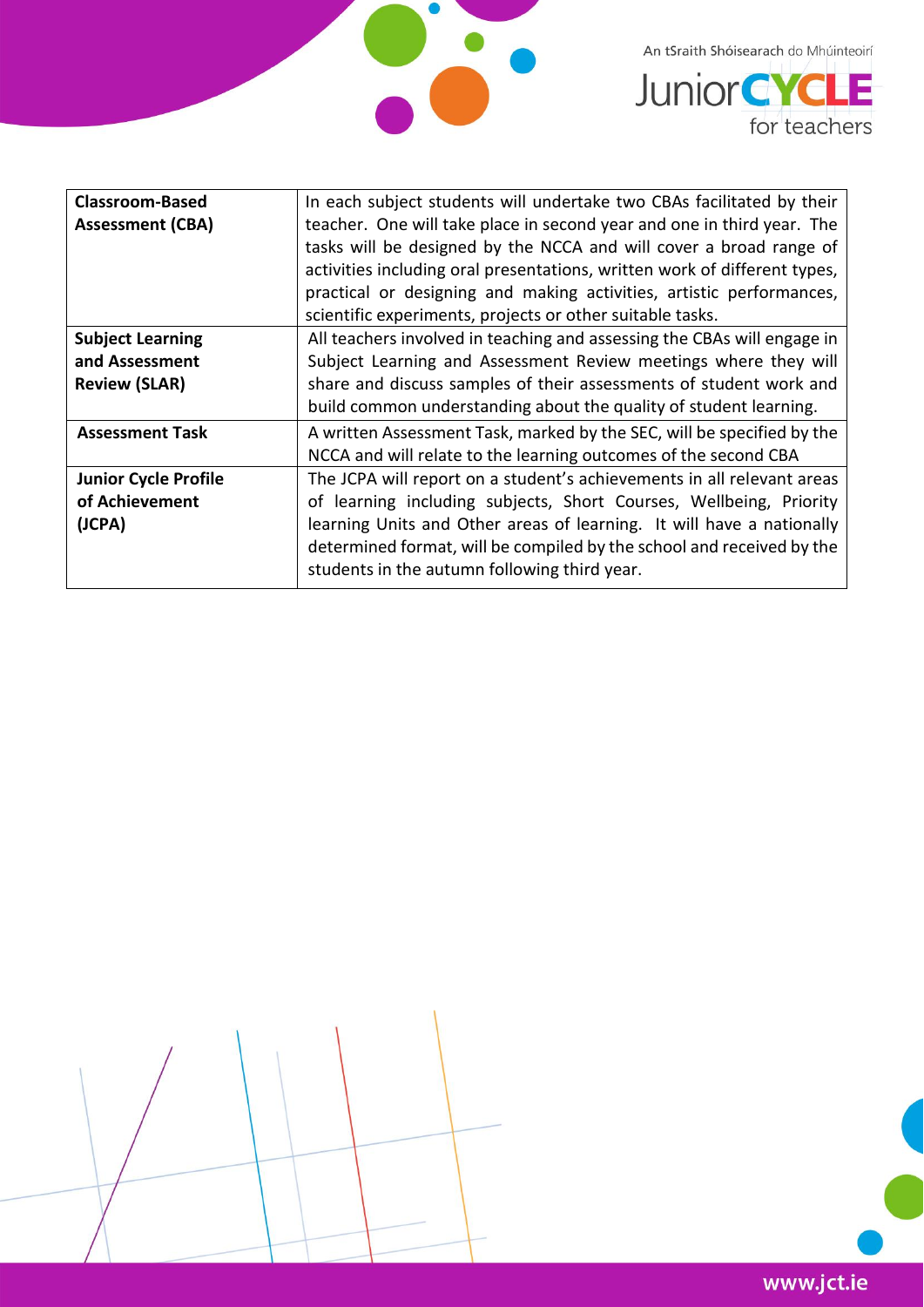| | |
|---|---|
| **Classroom-Based Assessment (CBA)** | In each subject students will undertake two CBAs facilitated by their teacher. One will take place in second year and one in third year. The tasks will be designed by the NCCA and will cover a broad range of activities including oral presentations, written work of different types, practical or designing and making activities, artistic performances, scientific experiments, projects or other suitable tasks. |
| **Subject Learning and Assessment Review (SLAR)** | All teachers involved in teaching and assessing the CBAs will engage in Subject Learning and Assessment Review meetings where they will share and discuss samples of their assessments of student work and build common understanding about the quality of student learning. |
| **Assessment Task** | A written Assessment Task, marked by the SEC, will be specified by the NCCA and will relate to the learning outcomes of the second CBA |
| **Junior Cycle Profile of Achievement (JCPA)** | The JCPA will report on a student's achievements in all relevant areas of learning including subjects, Short Courses, Wellbeing, Priority learning Units and Other areas of learning. It will have a nationally determined format, will be compiled by the school and received by the students in the autumn following third year. |